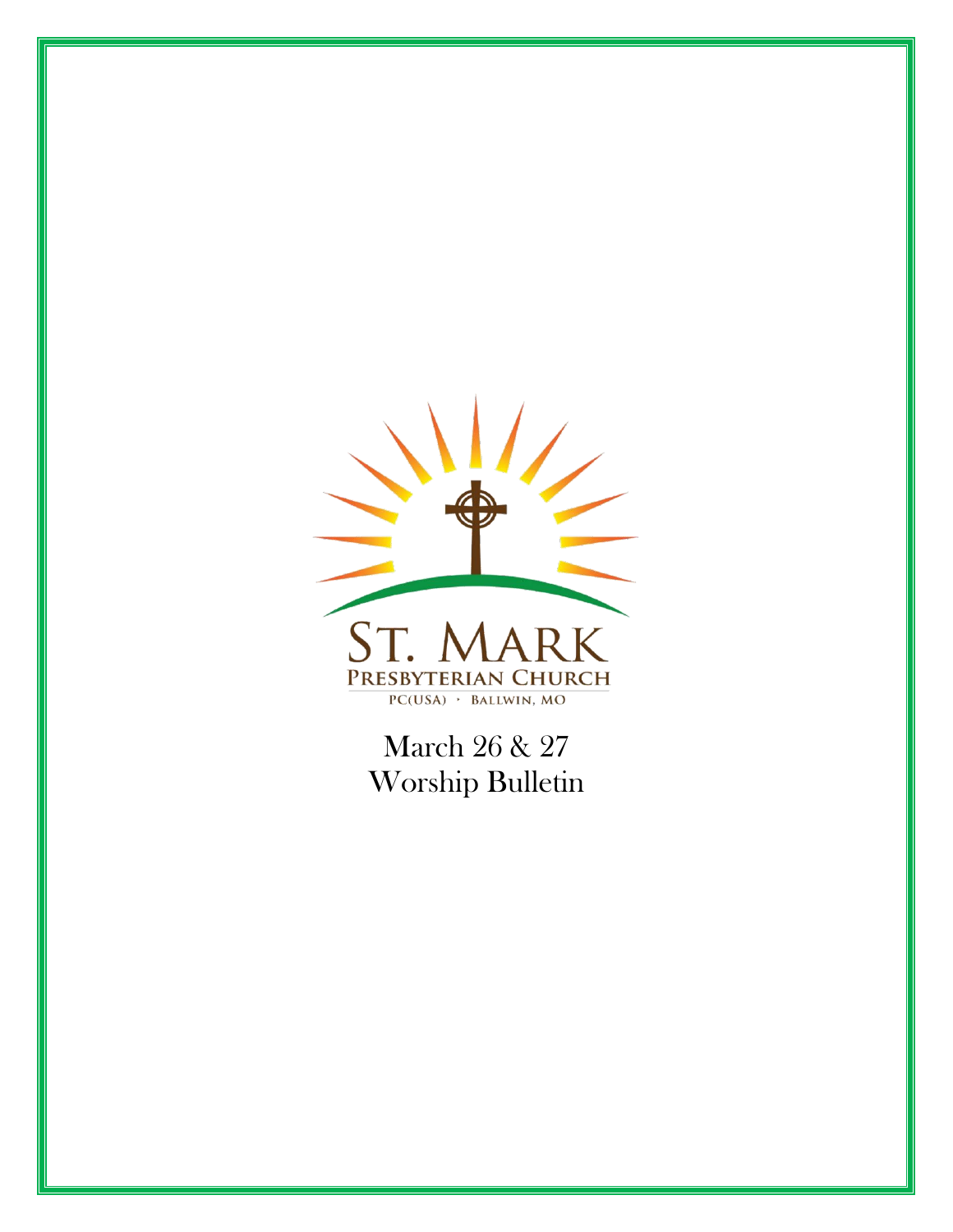ST. MARK
PRESBYTERIAN CHURCH
PC(USA) · BALLWIN, MO

March 26 & 27
Worship Bulletin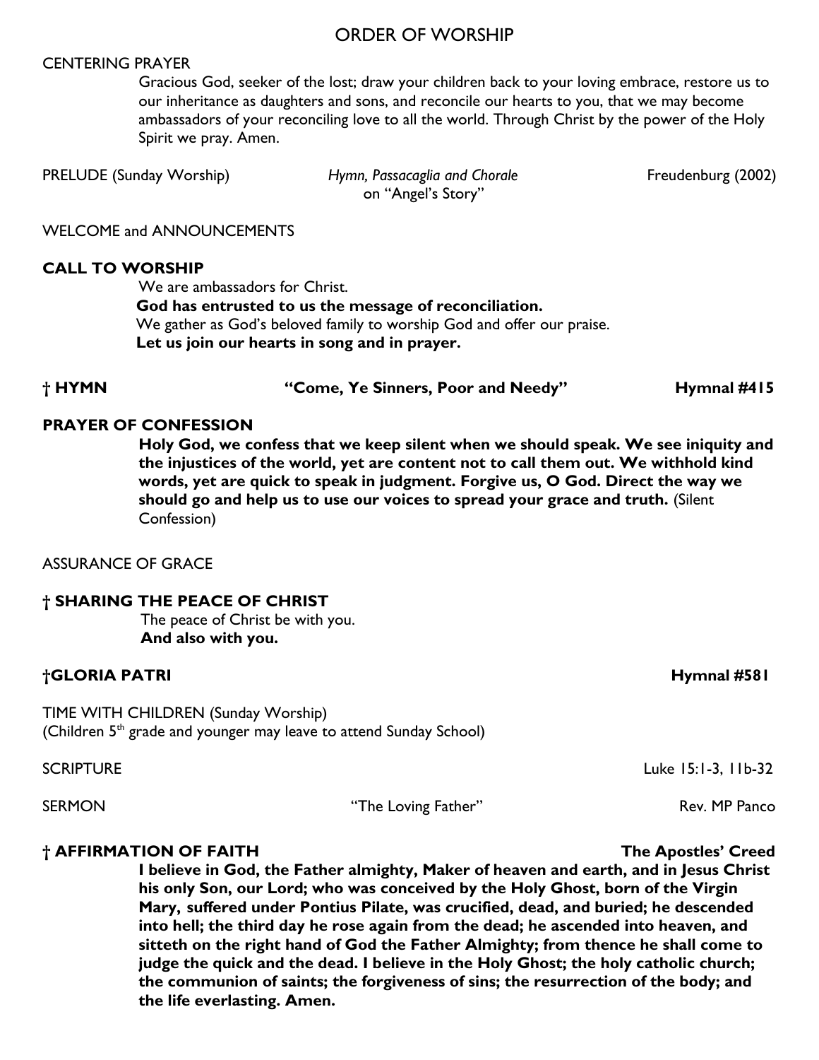# ORDER OF WORSHIP

CENTERING PRAYER

Gracious God, seeker of the lost; draw your children back to your loving embrace, restore us to our inheritance as daughters and sons, and reconcile our hearts to you, that we may become ambassadors of your reconciling love to all the world. Through Christ by the power of the Holy Spirit we pray. Amen.

PRELUDE (Sunday Worship) — *Hymn, Passacaglia and Chorale* on "Angel's Story" — Freudenburg (2002)

WELCOME and ANNOUNCEMENTS

**CALL TO WORSHIP**

We are ambassadors for Christ.
**God has entrusted to us the message of reconciliation.**
We gather as God's beloved family to worship God and offer our praise.
**Let us join our hearts in song and in prayer.**

**† HYMN** — **"Come, Ye Sinners, Poor and Needy"** — **Hymnal #415**

**PRAYER OF CONFESSION**

**Holy God, we confess that we keep silent when we should speak. We see iniquity and the injustices of the world, yet are content not to call them out. We withhold kind words, yet are quick to speak in judgment. Forgive us, O God. Direct the way we should go and help us to use our voices to spread your grace and truth.** (Silent Confession)

ASSURANCE OF GRACE

**† SHARING THE PEACE OF CHRIST**

The peace of Christ be with you.
**And also with you.**

**†GLORIA PATRI** — **Hymnal #581**

TIME WITH CHILDREN (Sunday Worship)
(Children 5th grade and younger may leave to attend Sunday School)

SCRIPTURE — Luke 15:1-3, 11b-32

SERMON — "The Loving Father" — Rev. MP Panco

**† AFFIRMATION OF FAITH** — **The Apostles' Creed**

**I believe in God, the Father almighty, Maker of heaven and earth, and in Jesus Christ his only Son, our Lord; who was conceived by the Holy Ghost, born of the Virgin Mary, suffered under Pontius Pilate, was crucified, dead, and buried; he descended into hell; the third day he rose again from the dead; he ascended into heaven, and sitteth on the right hand of God the Father Almighty; from thence he shall come to judge the quick and the dead. I believe in the Holy Ghost; the holy catholic church; the communion of saints; the forgiveness of sins; the resurrection of the body; and the life everlasting. Amen.**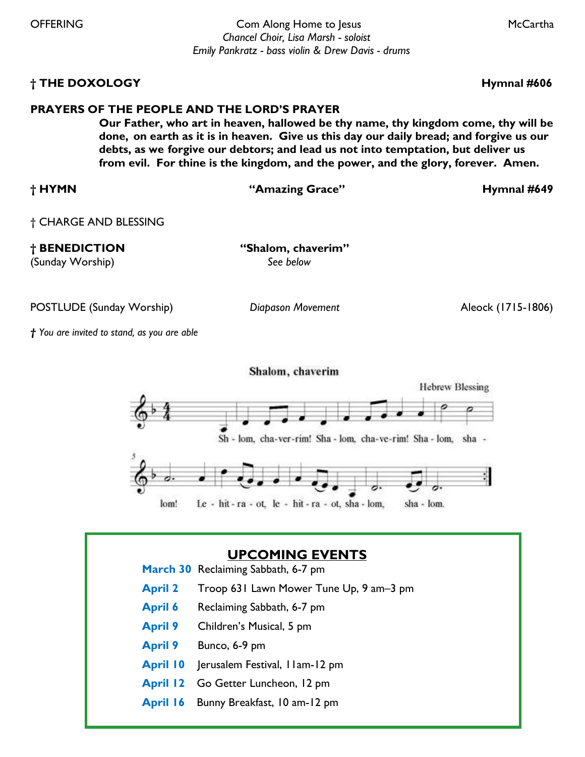OFFERING — Com Along Home to Jesus — McCartha
*Chancel Choir, Lisa Marsh - soloist*
*Emily Pankratz - bass violin & Drew Davis - drums*

**† THE DOXOLOGY** — **Hymnal #606**

**PRAYERS OF THE PEOPLE AND THE LORD'S PRAYER**

**Our Father, who art in heaven, hallowed be thy name, thy kingdom come, thy will be done, on earth as it is in heaven. Give us this day our daily bread; and forgive us our debts, as we forgive our debtors; and lead us not into temptation, but deliver us from evil. For thine is the kingdom, and the power, and the glory, forever. Amen.**

**† HYMN** — **"Amazing Grace"** — **Hymnal #649**

† CHARGE AND BLESSING

**† BENEDICTION** — **"Shalom, chaverim"**
(Sunday Worship) — *See below*

POSTLUDE (Sunday Worship) — *Diapason Movement* — Aleock (1715-1806)

*† You are invited to stand, as you are able*

**Shalom, chaverim**

Hebrew Blessing

Sh - lom, cha-ver-rim! Sha - lom, cha-ve-rim! Sha - lom, sha - lom! Le - hit - ra - ot, le - hit - ra - ot, sha - lom, sha - lom.

## UPCOMING EVENTS

**March 30** Reclaiming Sabbath, 6-7 pm
**April 2** Troop 631 Lawn Mower Tune Up, 9 am–3 pm
**April 6** Reclaiming Sabbath, 6-7 pm
**April 9** Children's Musical, 5 pm
**April 9** Bunco, 6-9 pm
**April 10** Jerusalem Festival, 11am-12 pm
**April 12** Go Getter Luncheon, 12 pm
**April 16** Bunny Breakfast, 10 am-12 pm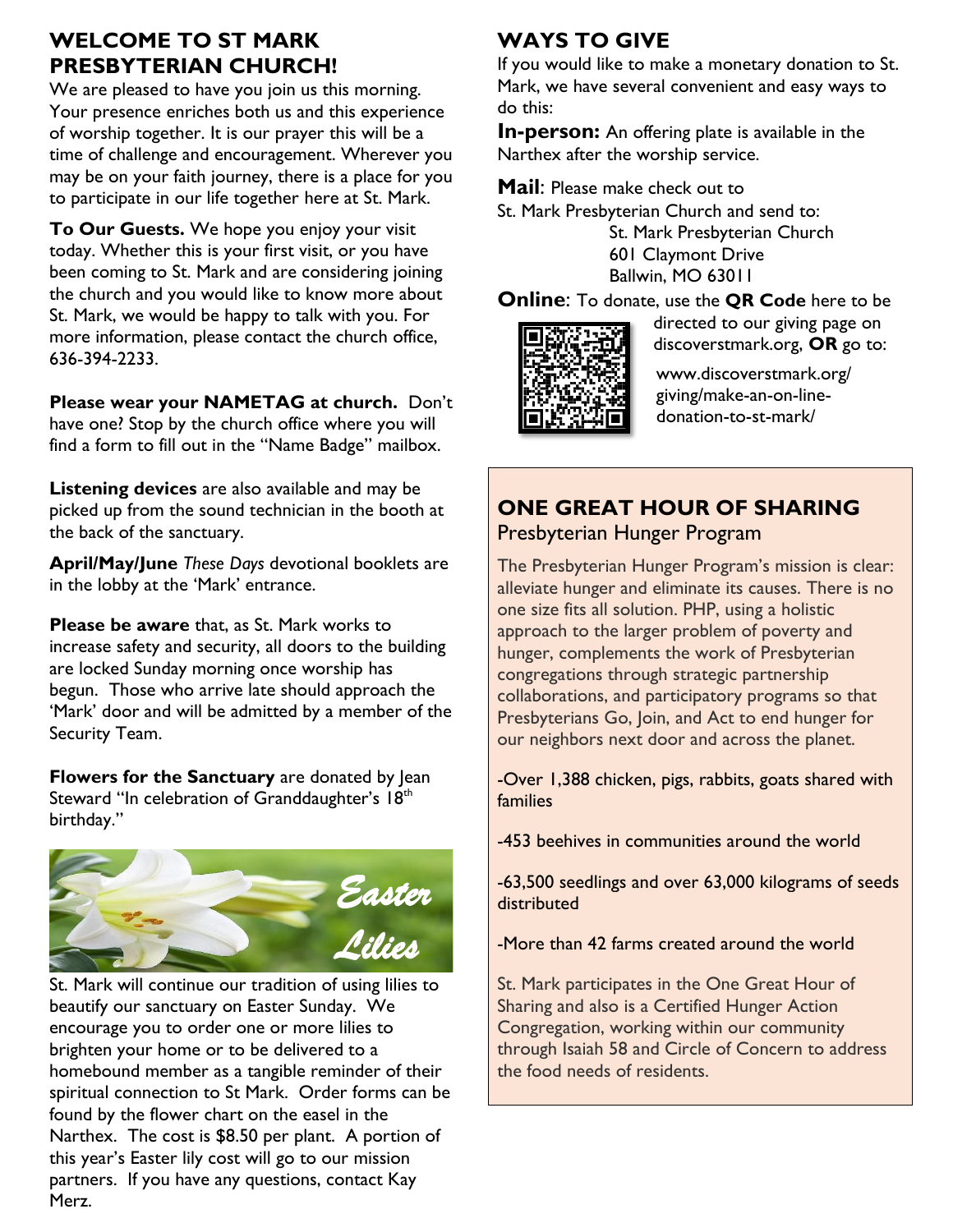## WELCOME TO ST MARK PRESBYTERIAN CHURCH!

We are pleased to have you join us this morning. Your presence enriches both us and this experience of worship together. It is our prayer this will be a time of challenge and encouragement. Wherever you may be on your faith journey, there is a place for you to participate in our life together here at St. Mark.

**To Our Guests.** We hope you enjoy your visit today. Whether this is your first visit, or you have been coming to St. Mark and are considering joining the church and you would like to know more about St. Mark, we would be happy to talk with you. For more information, please contact the church office, 636-394-2233.

**Please wear your NAMETAG at church.** Don't have one? Stop by the church office where you will find a form to fill out in the "Name Badge" mailbox.

**Listening devices** are also available and may be picked up from the sound technician in the booth at the back of the sanctuary.

**April/May/June** *These Days* devotional booklets are in the lobby at the 'Mark' entrance.

**Please be aware** that, as St. Mark works to increase safety and security, all doors to the building are locked Sunday morning once worship has begun. Those who arrive late should approach the 'Mark' door and will be admitted by a member of the Security Team.

**Flowers for the Sanctuary** are donated by Jean Steward "In celebration of Granddaughter's 18th birthday."

*Easter Lilies*

St. Mark will continue our tradition of using lilies to beautify our sanctuary on Easter Sunday. We encourage you to order one or more lilies to brighten your home or to be delivered to a homebound member as a tangible reminder of their spiritual connection to St Mark. Order forms can be found by the flower chart on the easel in the Narthex. The cost is $8.50 per plant. A portion of this year's Easter lily cost will go to our mission partners. If you have any questions, contact Kay Merz.

## WAYS TO GIVE

If you would like to make a monetary donation to St. Mark, we have several convenient and easy ways to do this:

**In-person:** An offering plate is available in the Narthex after the worship service.

**Mail**: Please make check out to St. Mark Presbyterian Church and send to:

St. Mark Presbyterian Church
601 Claymont Drive
Ballwin, MO 63011

**Online**: To donate, use the **QR Code** here to be directed to our giving page on discoverstmark.org, **OR** go to:

www.discoverstmark.org/giving/make-an-on-line-donation-to-st-mark/

## ONE GREAT HOUR OF SHARING

### Presbyterian Hunger Program

The Presbyterian Hunger Program's mission is clear: alleviate hunger and eliminate its causes. There is no one size fits all solution. PHP, using a holistic approach to the larger problem of poverty and hunger, complements the work of Presbyterian congregations through strategic partnership collaborations, and participatory programs so that Presbyterians Go, Join, and Act to end hunger for our neighbors next door and across the planet.

-Over 1,388 chicken, pigs, rabbits, goats shared with families

-453 beehives in communities around the world

-63,500 seedlings and over 63,000 kilograms of seeds distributed

-More than 42 farms created around the world

St. Mark participates in the One Great Hour of Sharing and also is a Certified Hunger Action Congregation, working within our community through Isaiah 58 and Circle of Concern to address the food needs of residents.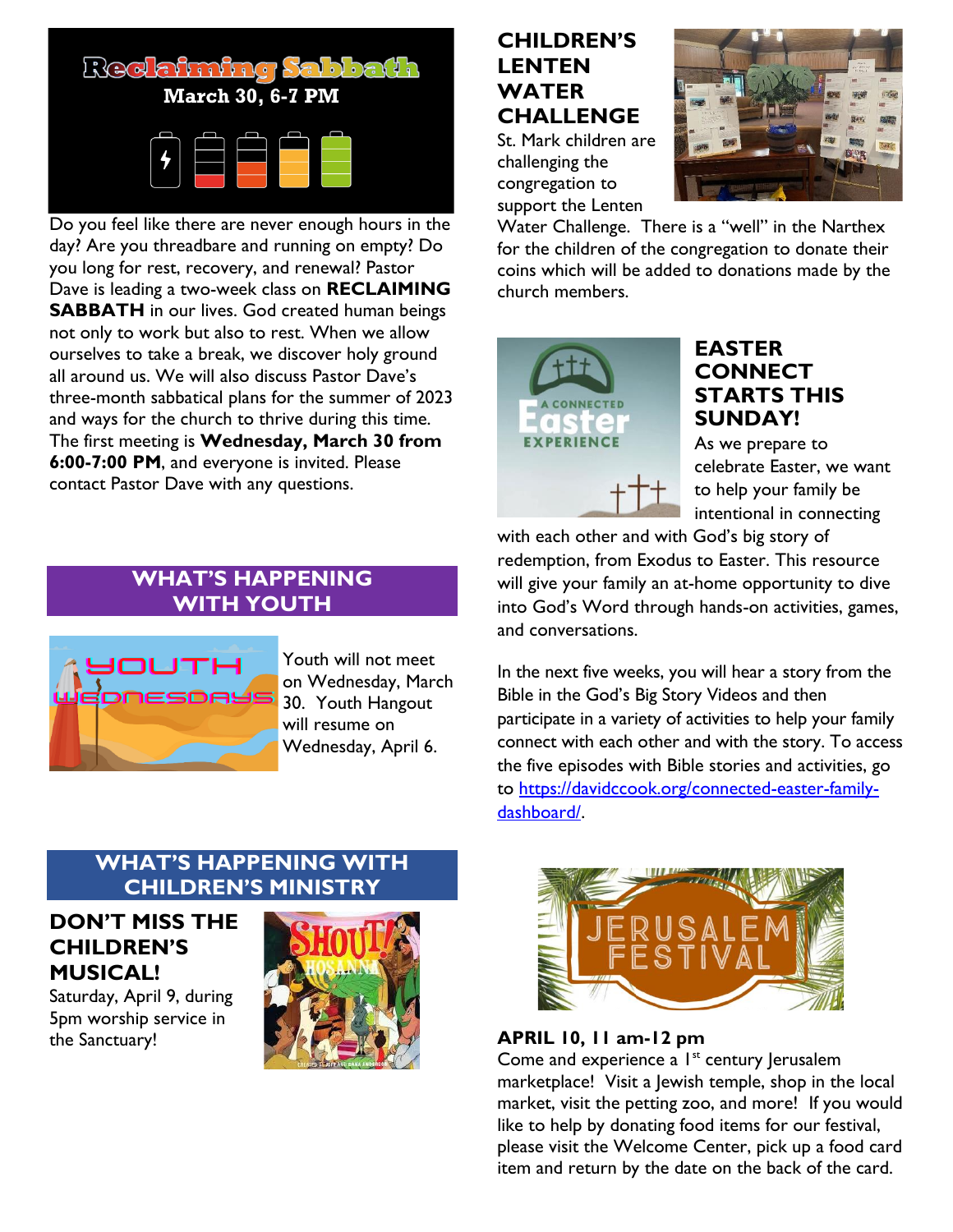## Reclaiming Sabbath

**March 30, 6-7 PM**

Do you feel like there are never enough hours in the day? Are you threadbare and running on empty? Do you long for rest, recovery, and renewal? Pastor Dave is leading a two-week class on **RECLAIMING SABBATH** in our lives. God created human beings not only to work but also to rest. When we allow ourselves to take a break, we discover holy ground all around us. We will also discuss Pastor Dave's three-month sabbatical plans for the summer of 2023 and ways for the church to thrive during this time. The first meeting is **Wednesday, March 30 from 6:00-7:00 PM**, and everyone is invited. Please contact Pastor Dave with any questions.

## WHAT'S HAPPENING WITH YOUTH

Youth will not meet on Wednesday, March 30. Youth Hangout will resume on Wednesday, April 6.

## WHAT'S HAPPENING WITH CHILDREN'S MINISTRY

### DON'T MISS THE CHILDREN'S MUSICAL!

Saturday, April 9, during 5pm worship service in the Sanctuary!

### CHILDREN'S LENTEN WATER CHALLENGE

St. Mark children are challenging the congregation to support the Lenten Water Challenge. There is a "well" in the Narthex for the children of the congregation to donate their coins which will be added to donations made by the church members.

### EASTER CONNECT STARTS THIS SUNDAY!

As we prepare to celebrate Easter, we want to help your family be intentional in connecting with each other and with God's big story of redemption, from Exodus to Easter. This resource will give your family an at-home opportunity to dive into God's Word through hands-on activities, games, and conversations.

In the next five weeks, you will hear a story from the Bible in the God's Big Story Videos and then participate in a variety of activities to help your family connect with each other and with the story. To access the five episodes with Bible stories and activities, go to https://davidccook.org/connected-easter-family-dashboard/.

### JERUSALEM FESTIVAL

**APRIL 10, 11 am-12 pm**

Come and experience a 1st century Jerusalem marketplace! Visit a Jewish temple, shop in the local market, visit the petting zoo, and more! If you would like to help by donating food items for our festival, please visit the Welcome Center, pick up a food card item and return by the date on the back of the card.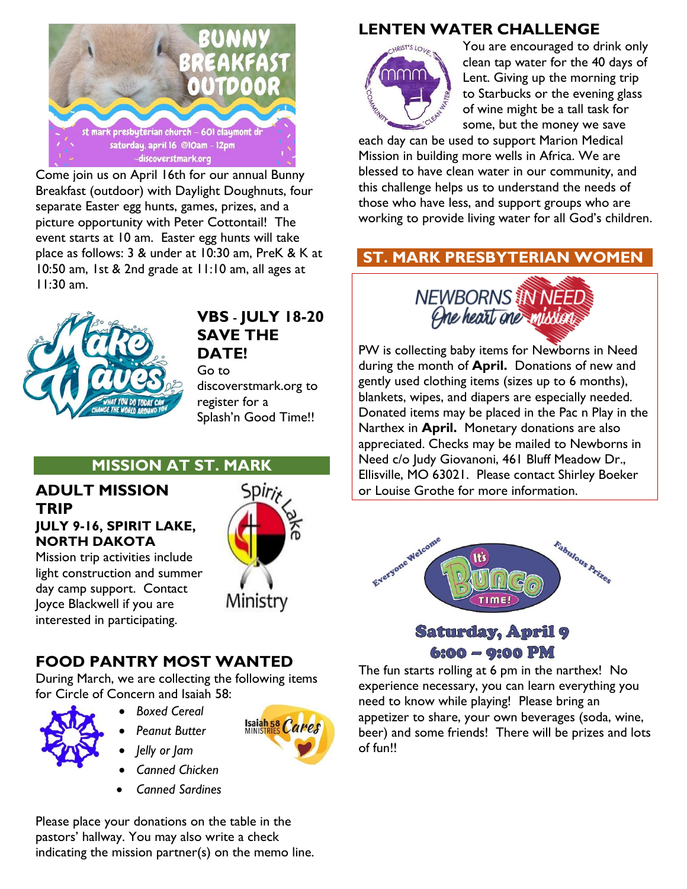Come join us on April 16th for our annual Bunny Breakfast (outdoor) with Daylight Doughnuts, four separate Easter egg hunts, games, prizes, and a picture opportunity with Peter Cottontail! The event starts at 10 am. Easter egg hunts will take place as follows: 3 & under at 10:30 am, PreK & K at 10:50 am, 1st & 2nd grade at 11:10 am, all ages at 11:30 am.

## VBS - JULY 18-20 SAVE THE DATE!

Go to discoverstmark.org to register for a Splash'n Good Time!!

## MISSION AT ST. MARK

### ADULT MISSION TRIP

**JULY 9-16, SPIRIT LAKE, NORTH DAKOTA**

Mission trip activities include light construction and summer day camp support. Contact Joyce Blackwell if you are interested in participating.

### FOOD PANTRY MOST WANTED

During March, we are collecting the following items for Circle of Concern and Isaiah 58:

- *Boxed Cereal*
- *Peanut Butter*
- *Jelly or Jam*
- *Canned Chicken*
- *Canned Sardines*

Please place your donations on the table in the pastors' hallway. You may also write a check indicating the mission partner(s) on the memo line.

## LENTEN WATER CHALLENGE

You are encouraged to drink only clean tap water for the 40 days of Lent. Giving up the morning trip to Starbucks or the evening glass of wine might be a tall task for some, but the money we save each day can be used to support Marion Medical Mission in building more wells in Africa. We are blessed to have clean water in our community, and this challenge helps us to understand the needs of those who have less, and support groups who are working to provide living water for all God's children.

## ST. MARK PRESBYTERIAN WOMEN

PW is collecting baby items for Newborns in Need during the month of **April.** Donations of new and gently used clothing items (sizes up to 6 months), blankets, wipes, and diapers are especially needed. Donated items may be placed in the Pac n Play in the Narthex in **April.** Monetary donations are also appreciated. Checks may be mailed to Newborns in Need c/o Judy Giovanoni, 461 Bluff Meadow Dr., Ellisville, MO 63021. Please contact Shirley Boeker or Louise Grothe for more information.

## It's Bunco Time!

**Saturday, April 9**

**6:00 – 9:00 PM**

The fun starts rolling at 6 pm in the narthex! No experience necessary, you can learn everything you need to know while playing! Please bring an appetizer to share, your own beverages (soda, wine, beer) and some friends! There will be prizes and lots of fun!!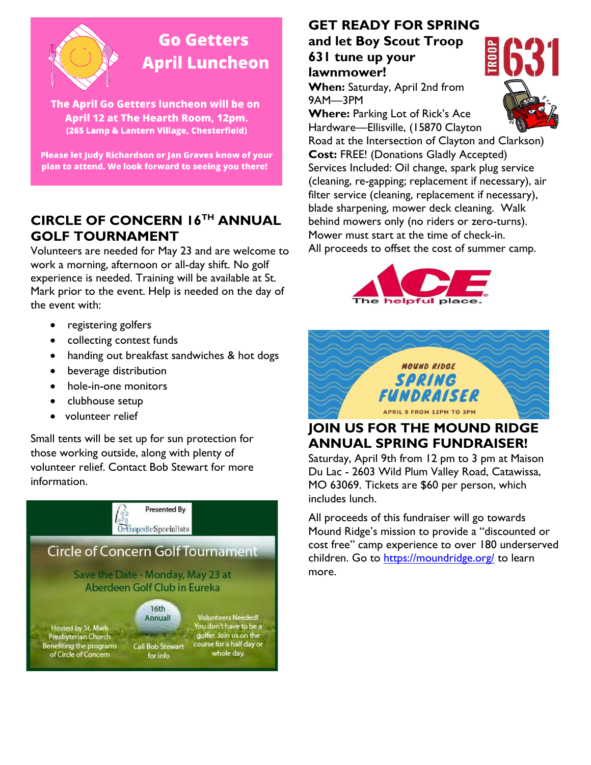## Go Getters April Luncheon

**The April Go Getters luncheon will be on April 12 at The Hearth Room, 12pm.**
**(265 Lamp & Lantern Village, Chesterfield)**

**Please let Judy Richardson or Jan Graves know of your plan to attend. We look forward to seeing you there!**

## CIRCLE OF CONCERN 16TH ANNUAL GOLF TOURNAMENT

Volunteers are needed for May 23 and are welcome to work a morning, afternoon or all-day shift. No golf experience is needed. Training will be available at St. Mark prior to the event. Help is needed on the day of the event with:

- registering golfers
- collecting contest funds
- handing out breakfast sandwiches & hot dogs
- beverage distribution
- hole-in-one monitors
- clubhouse setup
- volunteer relief

Small tents will be set up for sun protection for those working outside, along with plenty of volunteer relief. Contact Bob Stewart for more information.

Presented By Orthopedic Specialists

**Circle of Concern Golf Tournament**

Save the Date - Monday, May 23 at Aberdeen Golf Club in Eureka

Hosted by St. Mark Presbyterian Church Benefiting the programs of Circle of Concern

16th Annual!

Call Bob Stewart for info

Volunteers Needed! You don't have to be a golfer. Join us on the course for a half day or whole day.

## GET READY FOR SPRING and let Boy Scout Troop 631 tune up your lawnmower!

TROOP 631

**When:** Saturday, April 2nd from 9AM—3PM
**Where:** Parking Lot of Rick's Ace Hardware—Ellisville, (15870 Clayton Road at the Intersection of Clayton and Clarkson)
**Cost:** FREE! (Donations Gladly Accepted)
Services Included: Oil change, spark plug service (cleaning, re-gapping; replacement if necessary), air filter service (cleaning, replacement if necessary), blade sharpening, mower deck cleaning. Walk behind mowers only (no riders or zero-turns). Mower must start at the time of check-in.
All proceeds to offset the cost of summer camp.

ACE The helpful place.

MOUND RIDGE SPRING FUNDRAISER
APRIL 9 FROM 12PM TO 3PM

## JOIN US FOR THE MOUND RIDGE ANNUAL SPRING FUNDRAISER!

Saturday, April 9th from 12 pm to 3 pm at Maison Du Lac - 2603 Wild Plum Valley Road, Catawissa, MO 63069. Tickets are $60 per person, which includes lunch.

All proceeds of this fundraiser will go towards Mound Ridge's mission to provide a "discounted or cost free" camp experience to over 180 underserved children. Go to https://moundridge.org/ to learn more.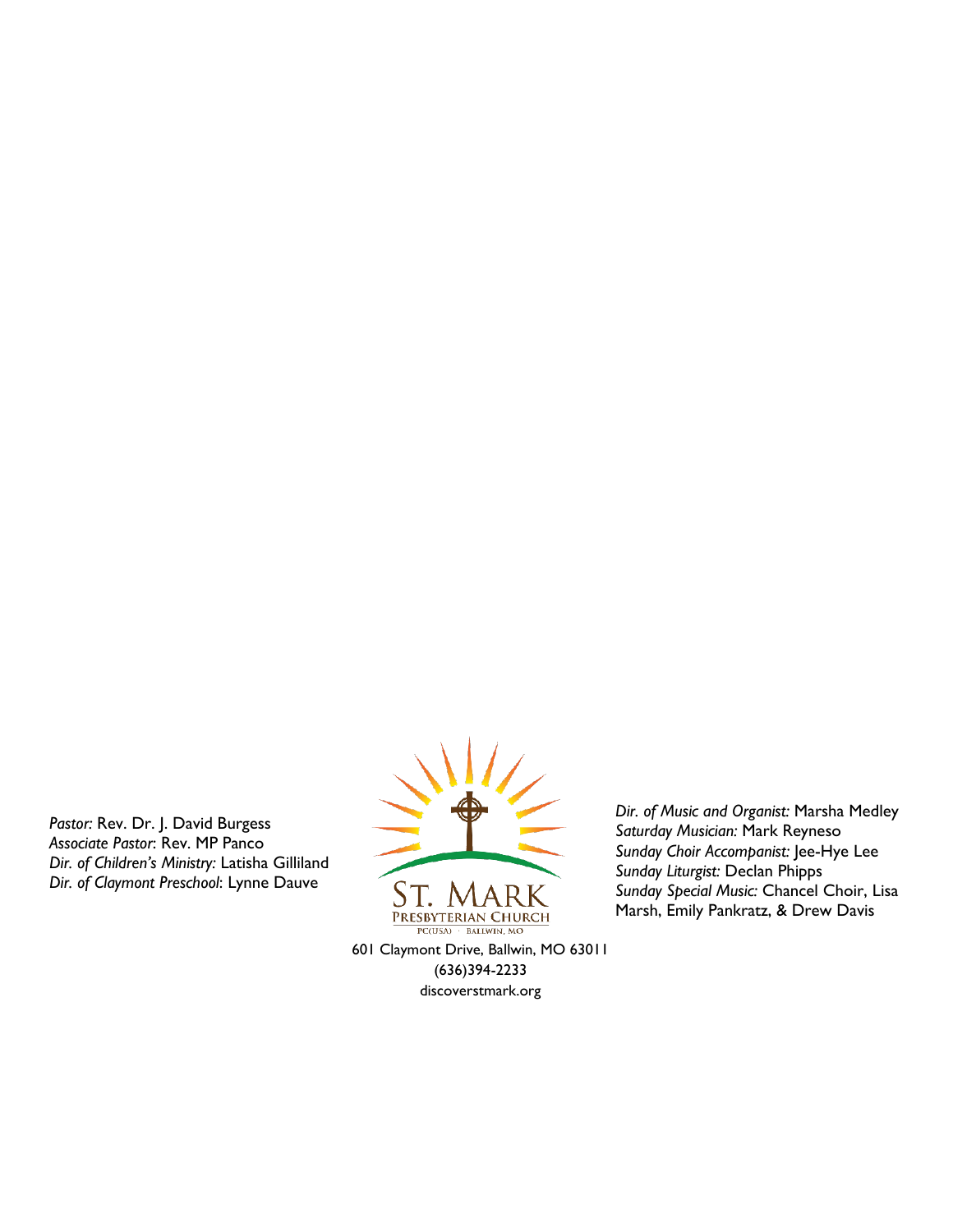*Pastor:* Rev. Dr. J. David Burgess
*Associate Pastor*: Rev. MP Panco
*Dir. of Children's Ministry:* Latisha Gilliland
*Dir. of Claymont Preschool*: Lynne Dauve

ST. MARK
PRESBYTERIAN CHURCH
PC(USA) · BALLWIN, MO

601 Claymont Drive, Ballwin, MO 63011
(636)394-2233
discoverstmark.org

*Dir. of Music and Organist:* Marsha Medley
*Saturday Musician:* Mark Reyneso
*Sunday Choir Accompanist:* Jee-Hye Lee
*Sunday Liturgist:* Declan Phipps
*Sunday Special Music:* Chancel Choir, Lisa Marsh, Emily Pankratz, & Drew Davis